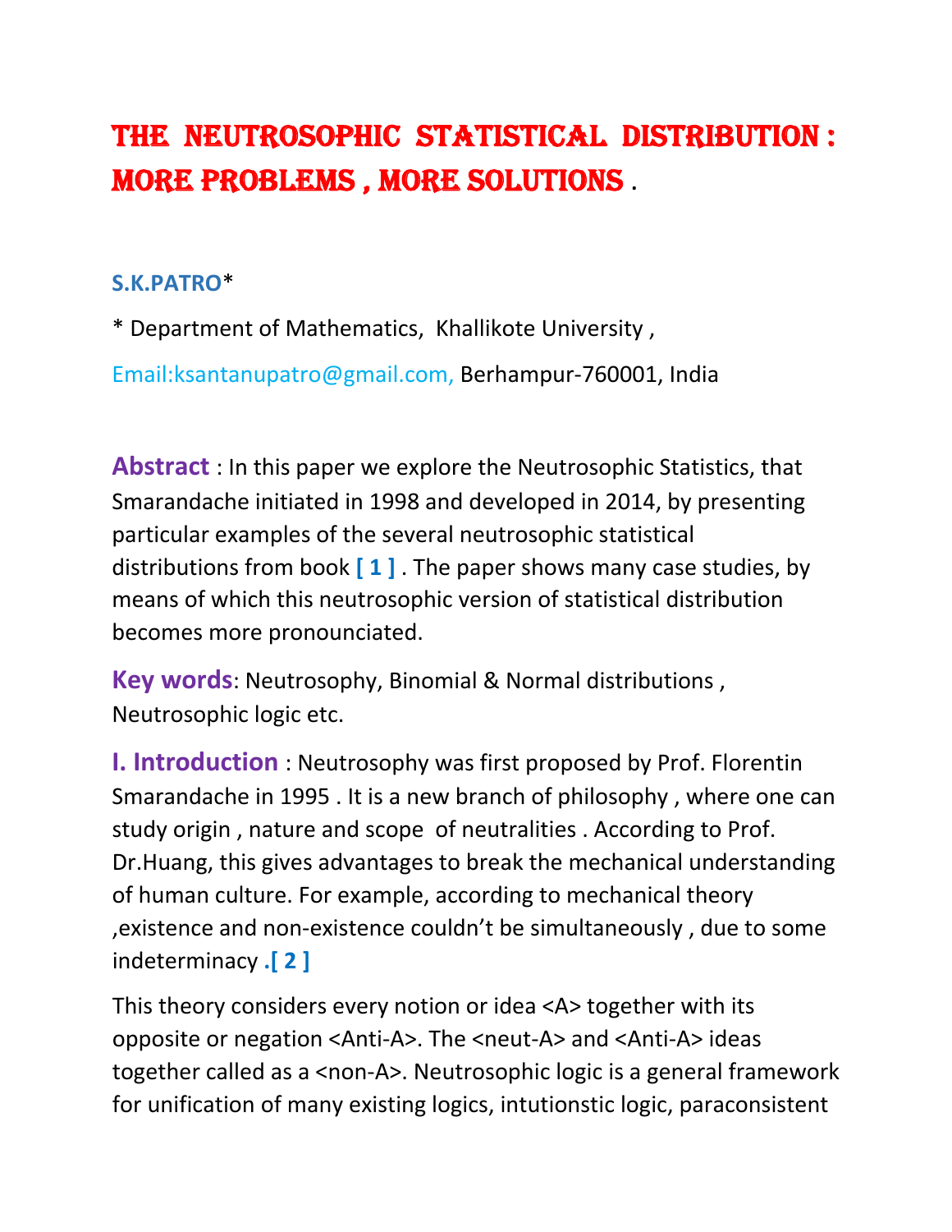# THE NEUTROSOPHIC STATISTICAL DISTRIBUTION : MORE PROBLEMS , MORE SOLUTIONS .

**S.K.PATRO***

* Department of Mathematics, Khallikote University ,

Email:ksantanupatro@gmail.com, Berhampur-760001, India

**Abstract** : In this paper we explore the Neutrosophic Statistics, that Smarandache initiated in 1998 and developed in 2014, by presenting particular examples of the several neutrosophic statistical distributions from book **[ 1 ]** . The paper shows many case studies, by means of which this neutrosophic version of statistical distribution becomes more pronounciated.

**Key words**: Neutrosophy, Binomial & Normal distributions , Neutrosophic logic etc.

## I. Introduction

Neutrosophy was first proposed by Prof. Florentin Smarandache in 1995 . It is a new branch of philosophy , where one can study origin , nature and scope of neutralities . According to Prof. Dr.Huang, this gives advantages to break the mechanical understanding of human culture. For example, according to mechanical theory ,existence and non-existence couldn't be simultaneously , due to some indeterminacy .**[ 2 ]**

This theory considers every notion or idea <A> together with its opposite or negation <Anti-A>. The <neut-A> and <Anti-A> ideas together called as a <non-A>. Neutrosophic logic is a general framework for unification of many existing logics, intutionstic logic, paraconsistent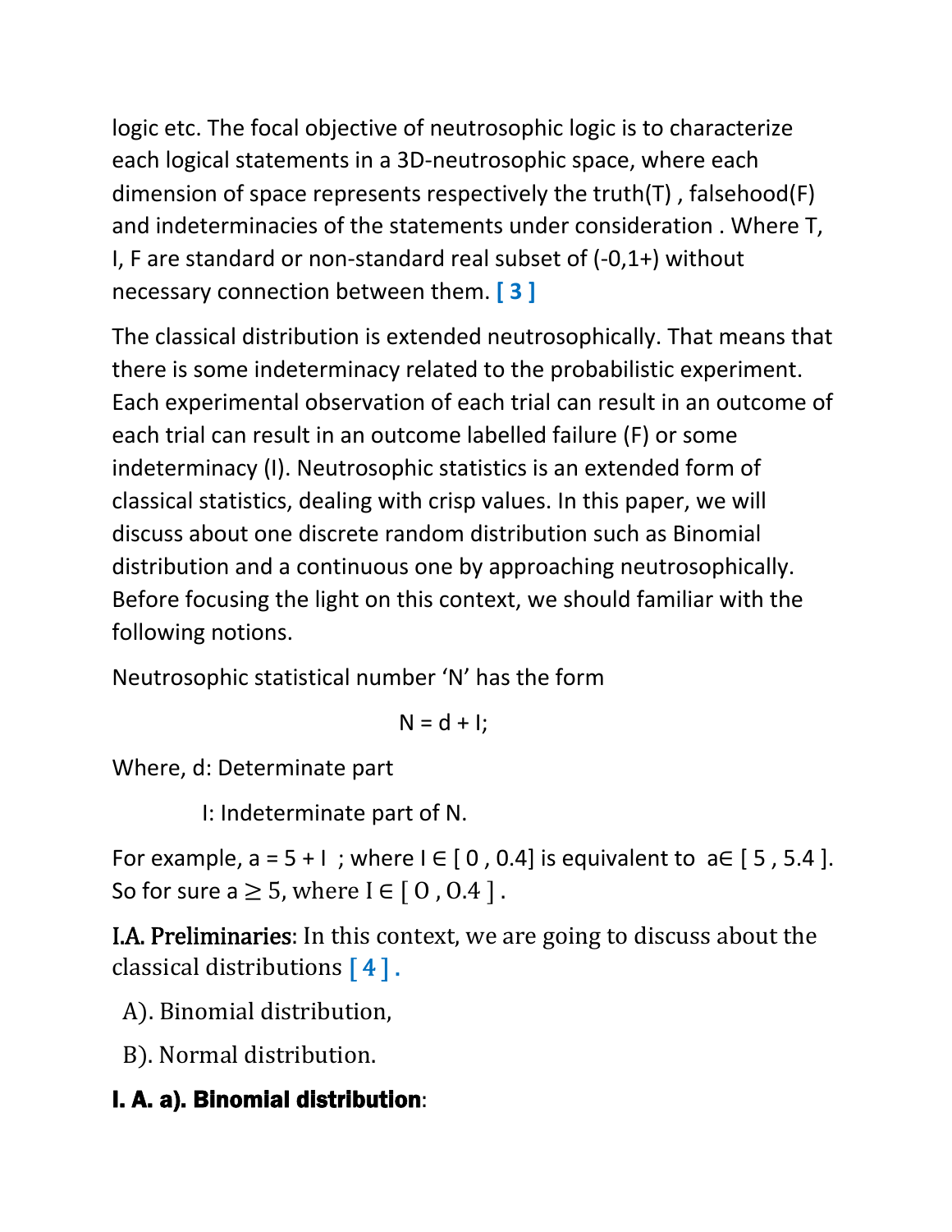logic etc. The focal objective of neutrosophic logic is to characterize each logical statements in a 3D-neutrosophic space, where each dimension of space represents respectively the truth(T) , falsehood(F) and indeterminacies of the statements under consideration . Where T, I, F are standard or non-standard real subset of (-0,1+) without necessary connection between them. [ 3 ]

The classical distribution is extended neutrosophically. That means that there is some indeterminacy related to the probabilistic experiment. Each experimental observation of each trial can result in an outcome of each trial can result in an outcome labelled failure (F) or some indeterminacy (I). Neutrosophic statistics is an extended form of classical statistics, dealing with crisp values. In this paper, we will discuss about one discrete random distribution such as Binomial distribution and a continuous one by approaching neutrosophically. Before focusing the light on this context, we should familiar with the following notions.

Neutrosophic statistical number 'N' has the form

$$N = d + I;$$

Where, d: Determinate part

I: Indeterminate part of N.

For example, $a = 5 + I$ ; where $I \in [0, 0.4]$ is equivalent to $a \in [5, 5.4]$. So for sure $a \geq 5$, where $I \in [0, 0.4]$ .

**I.A. Preliminaries**: In this context, we are going to discuss about the classical distributions [ 4 ] .

A). Binomial distribution,

B). Normal distribution.

### I. A. a). Binomial distribution: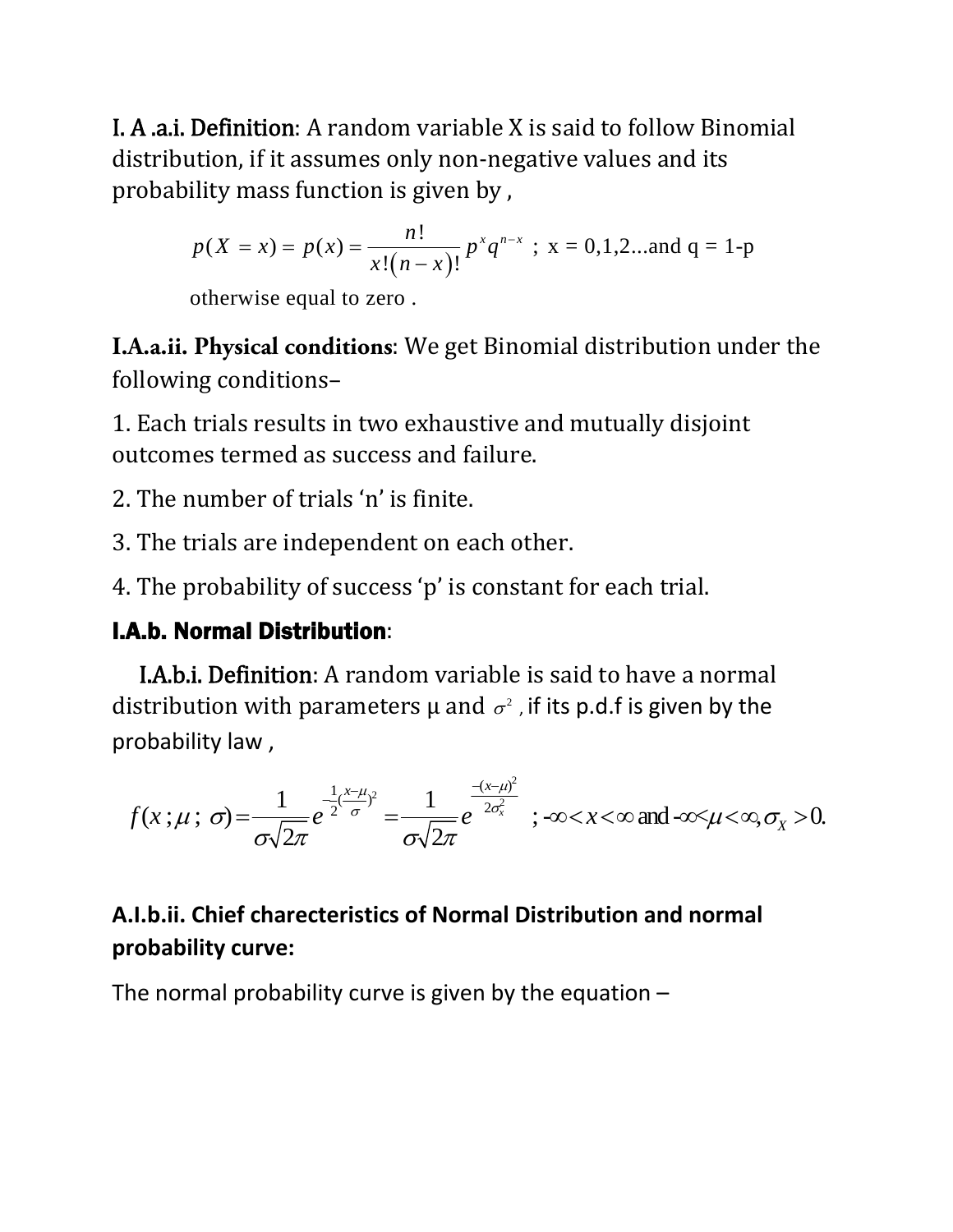**I. A .a.i. Definition**: A random variable X is said to follow Binomial distribution, if it assumes only non-negative values and its probability mass function is given by ,

$$p(X = x) = p(x) = \frac{n!}{x!(n-x)!} p^x q^{n-x} \text{ ; x = 0,1,2...and q = 1-p}$$

otherwise equal to zero .

**I.A.a.ii. Physical conditions**: We get Binomial distribution under the following conditions–

1. Each trials results in two exhaustive and mutually disjoint outcomes termed as success and failure.

2. The number of trials 'n' is finite.

3. The trials are independent on each other.

4. The probability of success 'p' is constant for each trial.

### I.A.b. Normal Distribution:

**I.A.b.i. Definition**: A random variable is said to have a normal distribution with parameters μ and $\sigma^2$ , if its p.d.f is given by the probability law ,

$$f(x;\mu;\sigma) = \frac{1}{\sigma\sqrt{2\pi}} e^{-\frac{1}{2}\left(\frac{x-\mu}{\sigma}\right)^2} = \frac{1}{\sigma\sqrt{2\pi}} e^{\frac{-(x-\mu)^2}{2\sigma_x^2}} \quad ; -\infty < x < \infty \text{ and } -\infty < \mu < \infty, \sigma_X > 0.$$

### A.I.b.ii. Chief charecteristics of Normal Distribution and normal probability curve:

The normal probability curve is given by the equation –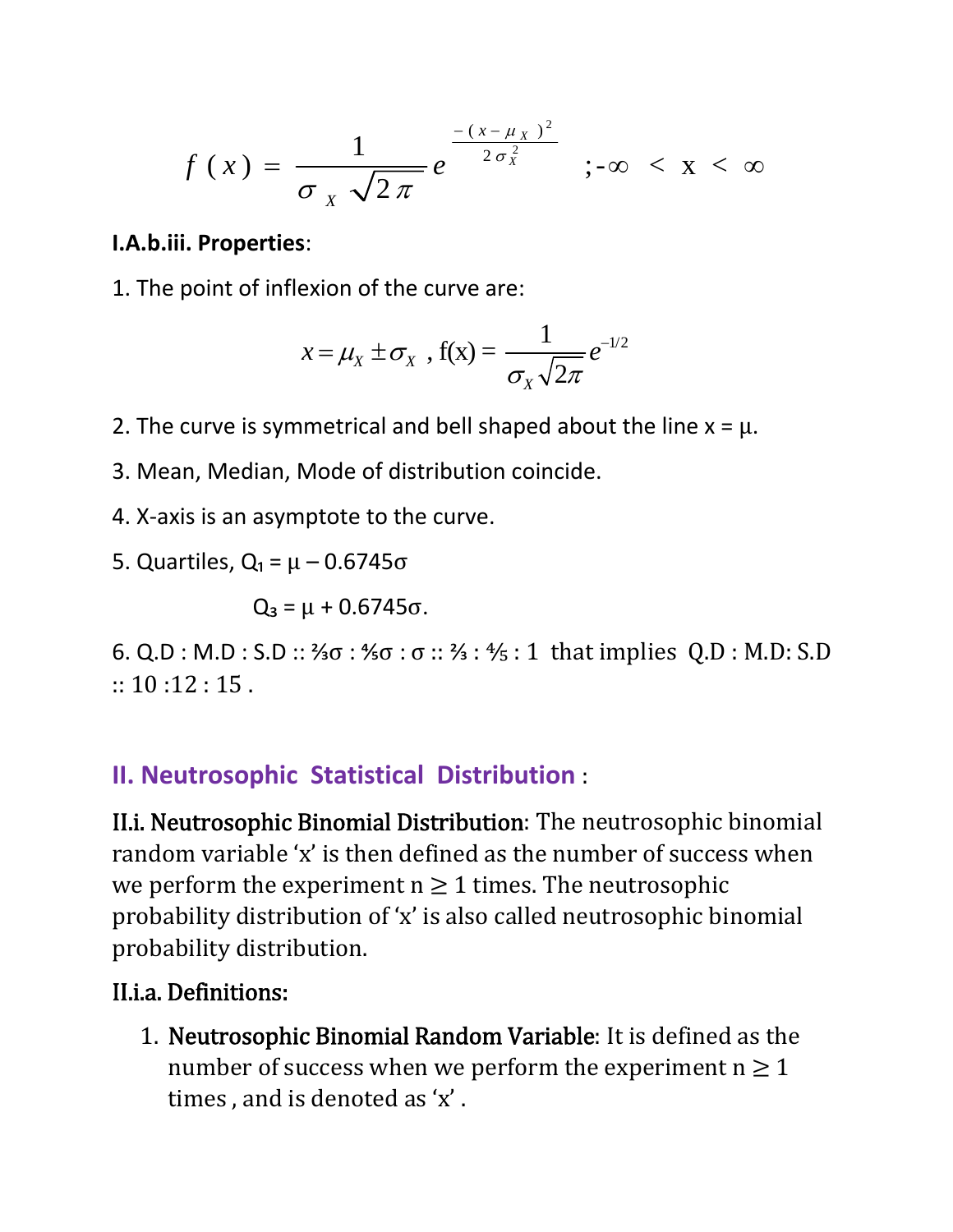$$f(x) = \frac{1}{\sigma_X \sqrt{2\pi}} e^{\frac{-(x-\mu_X)^2}{2\sigma_X^2}} \quad ; -\infty < x < \infty$$

**I.A.b.iii. Properties**:

1. The point of inflexion of the curve are:

$$x = \mu_X \pm \sigma_X \text{ , f(x) = } \frac{1}{\sigma_X \sqrt{2\pi}} e^{-1/2}$$

2. The curve is symmetrical and bell shaped about the line x = μ.

3. Mean, Median, Mode of distribution coincide.

4. X-axis is an asymptote to the curve.

5. Quartiles, $Q_1 = \mu - 0.6745\sigma$

$Q_3 = \mu + 0.6745\sigma$.

6. Q.D : M.D : S.D :: $\frac{2}{3}\sigma$ : $\frac{4}{5}\sigma$ : σ :: $\frac{2}{3}$ : $\frac{4}{5}$ : 1 that implies Q.D : M.D: S.D :: 10 :12 : 15 .

## II. Neutrosophic Statistical Distribution :

**II.i. Neutrosophic Binomial Distribution**: The neutrosophic binomial random variable 'x' is then defined as the number of success when we perform the experiment n ≥ 1 times. The neutrosophic probability distribution of 'x' is also called neutrosophic binomial probability distribution.

### II.i.a. Definitions:

1. **Neutrosophic Binomial Random Variable**: It is defined as the number of success when we perform the experiment n ≥ 1 times , and is denoted as 'x' .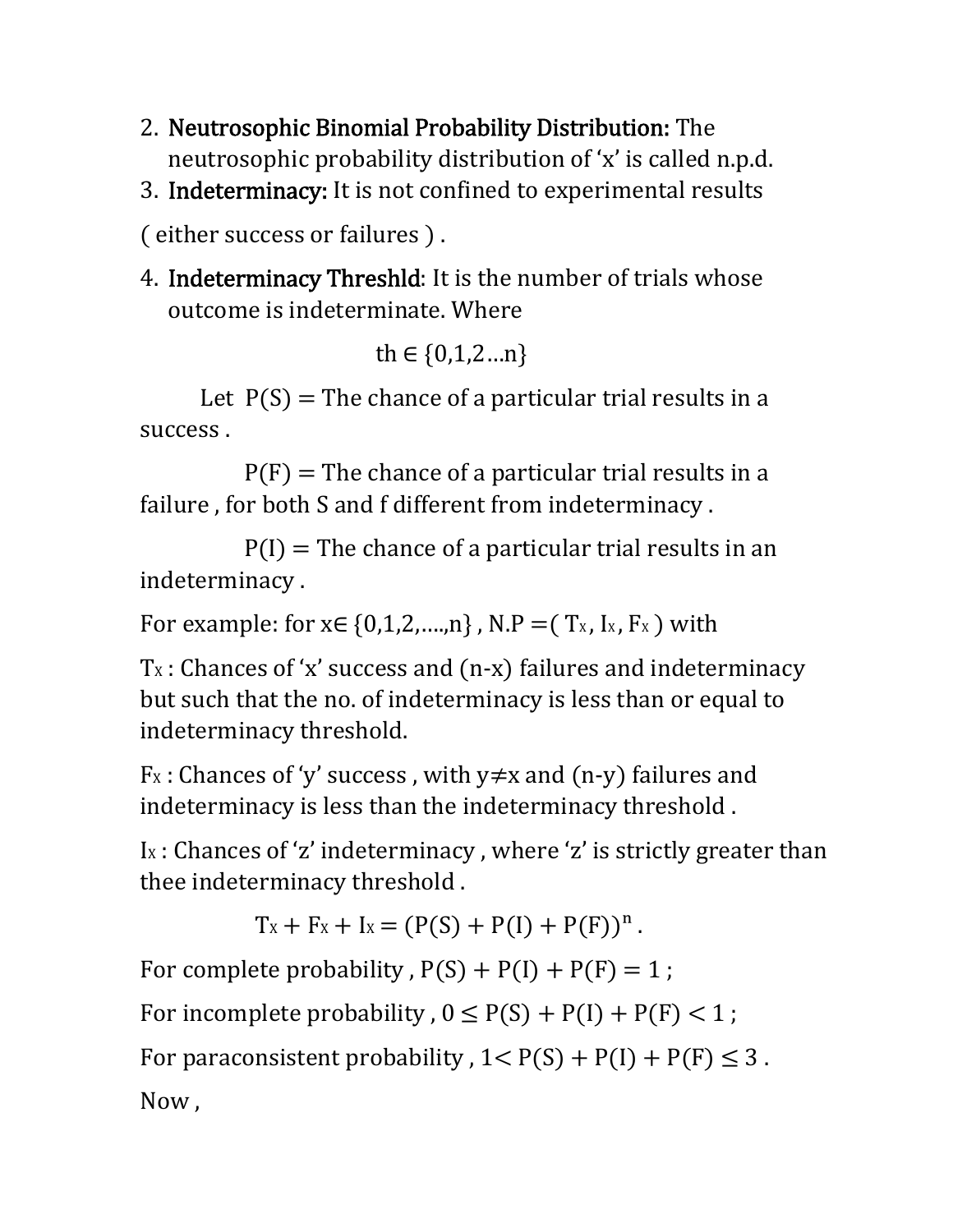2. **Neutrosophic Binomial Probability Distribution:** The neutrosophic probability distribution of 'x' is called n.p.d.
3. **Indeterminacy:** It is not confined to experimental results

( either success or failures ) .

4. **Indeterminacy Threshld**: It is the number of trials whose outcome is indeterminate. Where

$$th \in \{0,1,2\ldots n\}$$

Let P(S) = The chance of a particular trial results in a success .

P(F) = The chance of a particular trial results in a failure , for both S and f different from indeterminacy .

P(I) = The chance of a particular trial results in an indeterminacy .

For example: for $x \in \{0,1,2,\ldots.,n\}$ , N.P =( $T_x$, $I_x$, $F_x$ ) with

$T_x$ : Chances of 'x' success and (n-x) failures and indeterminacy but such that the no. of indeterminacy is less than or equal to indeterminacy threshold.

$F_x$ : Chances of 'y' success , with $y \neq x$ and (n-y) failures and indeterminacy is less than the indeterminacy threshold .

$I_x$ : Chances of 'z' indeterminacy , where 'z' is strictly greater than thee indeterminacy threshold .

$$T_x + F_x + I_x = (P(S) + P(I) + P(F))^n .$$

For complete probability , $P(S) + P(I) + P(F) = 1$ ;

For incomplete probability , $0 \leq P(S) + P(I) + P(F) < 1$ ;

For paraconsistent probability , $1 < P(S) + P(I) + P(F) \leq 3$ .

Now ,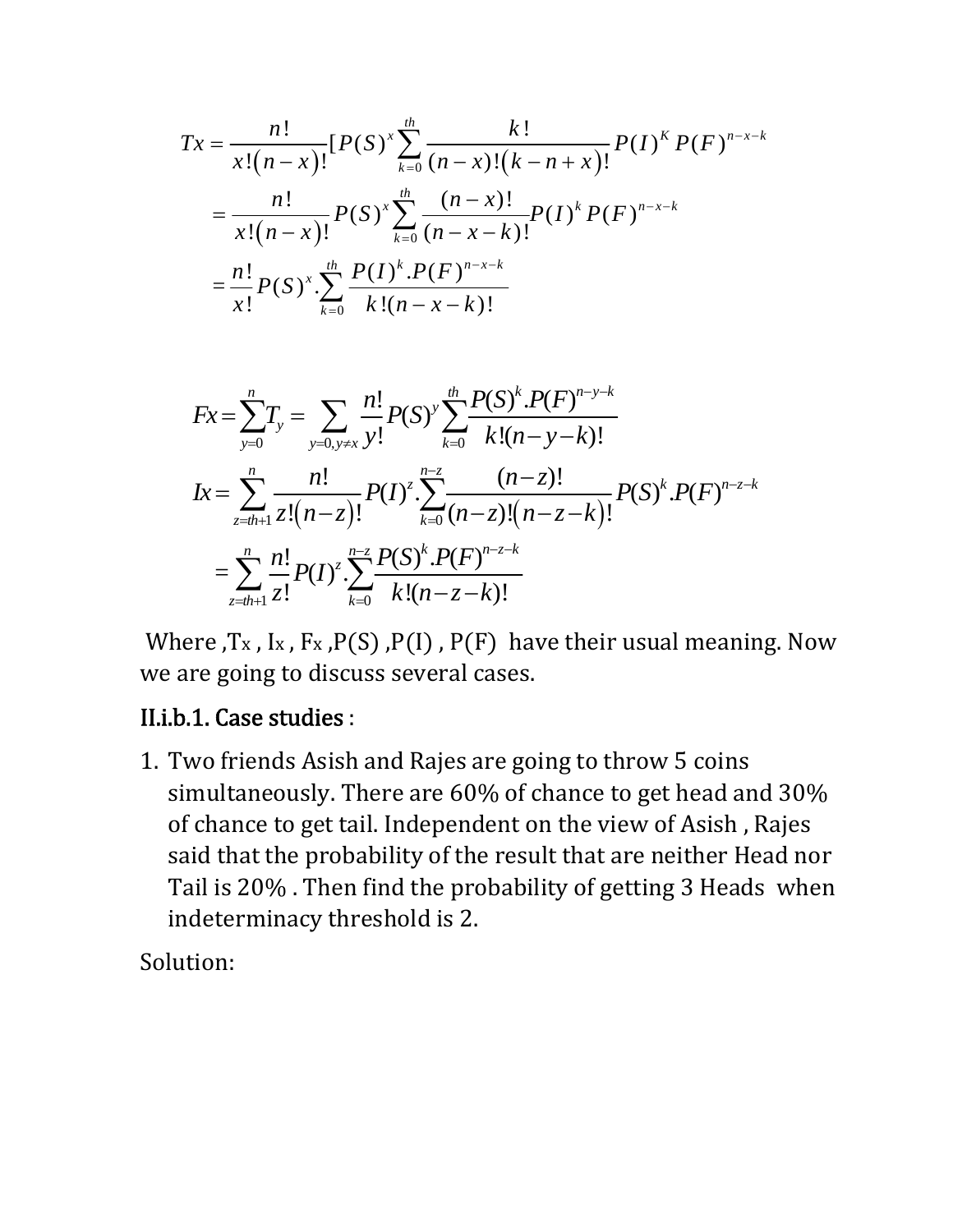$$Tx = \frac{n!}{x!(n-x)!}[P(S)^x \sum_{k=0}^{th} \frac{k!}{(n-x)!(k-n+x)!} P(I)^K P(F)^{n-x-k}$$

$$= \frac{n!}{x!(n-x)!} P(S)^x \sum_{k=0}^{th} \frac{(n-x)!}{(n-x-k)!} P(I)^k P(F)^{n-x-k}$$

$$= \frac{n!}{x!} P(S)^x . \sum_{k=0}^{th} \frac{P(I)^k . P(F)^{n-x-k}}{k!(n-x-k)!}$$

$$Fx = \sum_{y=0}^{n} T_y = \sum_{y=0, y \neq x} \frac{n!}{y!} P(S)^y \sum_{k=0}^{th} \frac{P(S)^k . P(F)^{n-y-k}}{k!(n-y-k)!}$$

$$Ix = \sum_{z=th+1}^{n} \frac{n!}{z!(n-z)!} P(I)^z . \sum_{k=0}^{n-z} \frac{(n-z)!}{(n-z)!(n-z-k)!} P(S)^k . P(F)^{n-z-k}$$

$$= \sum_{z=th+1}^{n} \frac{n!}{z!} P(I)^z . \sum_{k=0}^{n-z} \frac{P(S)^k . P(F)^{n-z-k}}{k!(n-z-k)!}$$

Where , $T_x$ , $I_x$ , $F_x$ , $P(S)$ , $P(I)$ , $P(F)$ have their usual meaning. Now we are going to discuss several cases.

### II.i.b.1. Case studies :

1. Two friends Asish and Rajes are going to throw 5 coins simultaneously. There are 60% of chance to get head and 30% of chance to get tail. Independent on the view of Asish , Rajes said that the probability of the result that are neither Head nor Tail is 20% . Then find the probability of getting 3 Heads when indeterminacy threshold is 2.

Solution: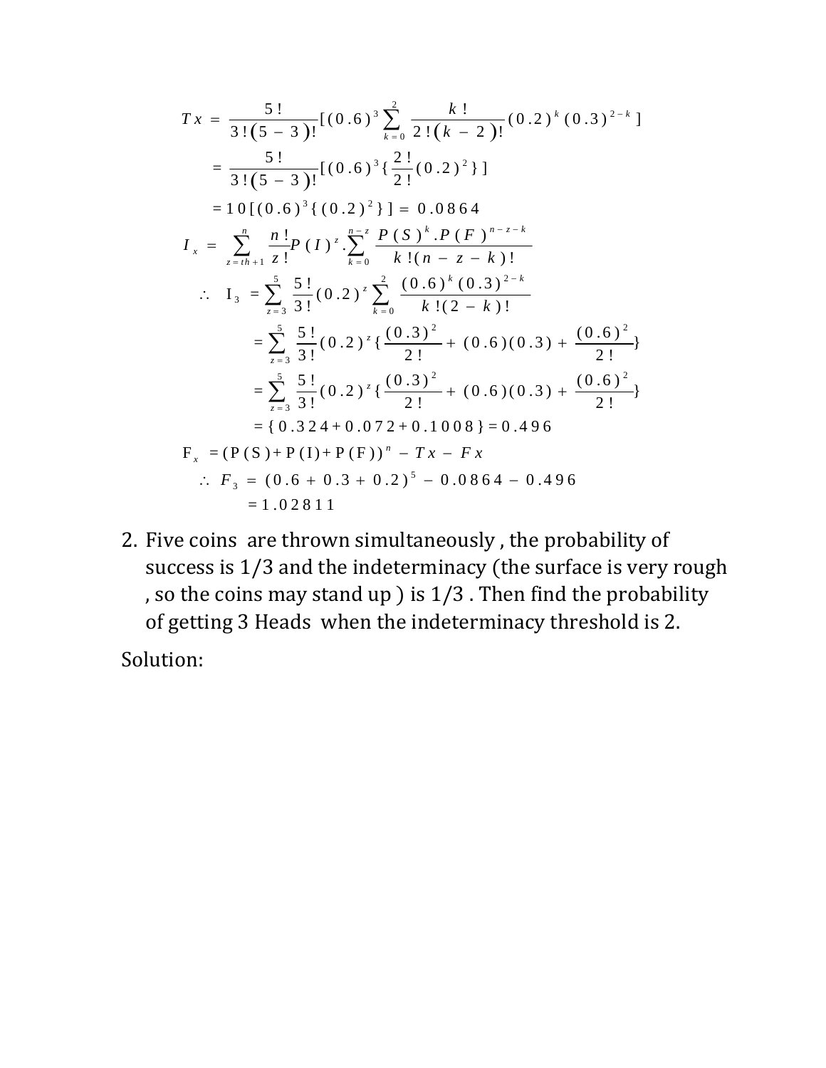$$Tx = \frac{5!}{3!(5-3)!}[(0.6)^3 \sum_{k=0}^{2} \frac{k!}{2!(k-2)!}(0.2)^k (0.3)^{2-k}]$$

$$= \frac{5!}{3!(5-3)!}[(0.6)^3 \{\frac{2!}{2!}(0.2)^2\}]$$

$$= 10[(0.6)^3 \{(0.2)^2\}] = 0.0864$$

$$I_x = \sum_{z=th+1}^{n} \frac{n!}{z!} P(I)^z . \sum_{k=0}^{n-z} \frac{P(S)^k . P(F)^{n-z-k}}{k!(n-z-k)!}$$

$$\therefore \quad I_3 = \sum_{z=3}^{5} \frac{5!}{3!}(0.2)^z \sum_{k=0}^{2} \frac{(0.6)^k (0.3)^{2-k}}{k!(2-k)!}$$

$$= \sum_{z=3}^{5} \frac{5!}{3!}(0.2)^z \{\frac{(0.3)^2}{2!} + (0.6)(0.3) + \frac{(0.6)^2}{2!}\}$$

$$= \sum_{z=3}^{5} \frac{5!}{3!}(0.2)^z \{\frac{(0.3)^2}{2!} + (0.6)(0.3) + \frac{(0.6)^2}{2!}\}$$

$$= \{0.324 + 0.072 + 0.1008\} = 0.496$$

$$F_x = (P(S) + P(I) + P(F))^n - Tx - Fx$$

$$\therefore \quad F_3 = (0.6 + 0.3 + 0.2)^5 - 0.0864 - 0.496$$

$$= 1.02811$$

2. Five coins are thrown simultaneously , the probability of success is 1/3 and the indeterminacy (the surface is very rough , so the coins may stand up ) is 1/3 . Then find the probability of getting 3 Heads when the indeterminacy threshold is 2.

Solution: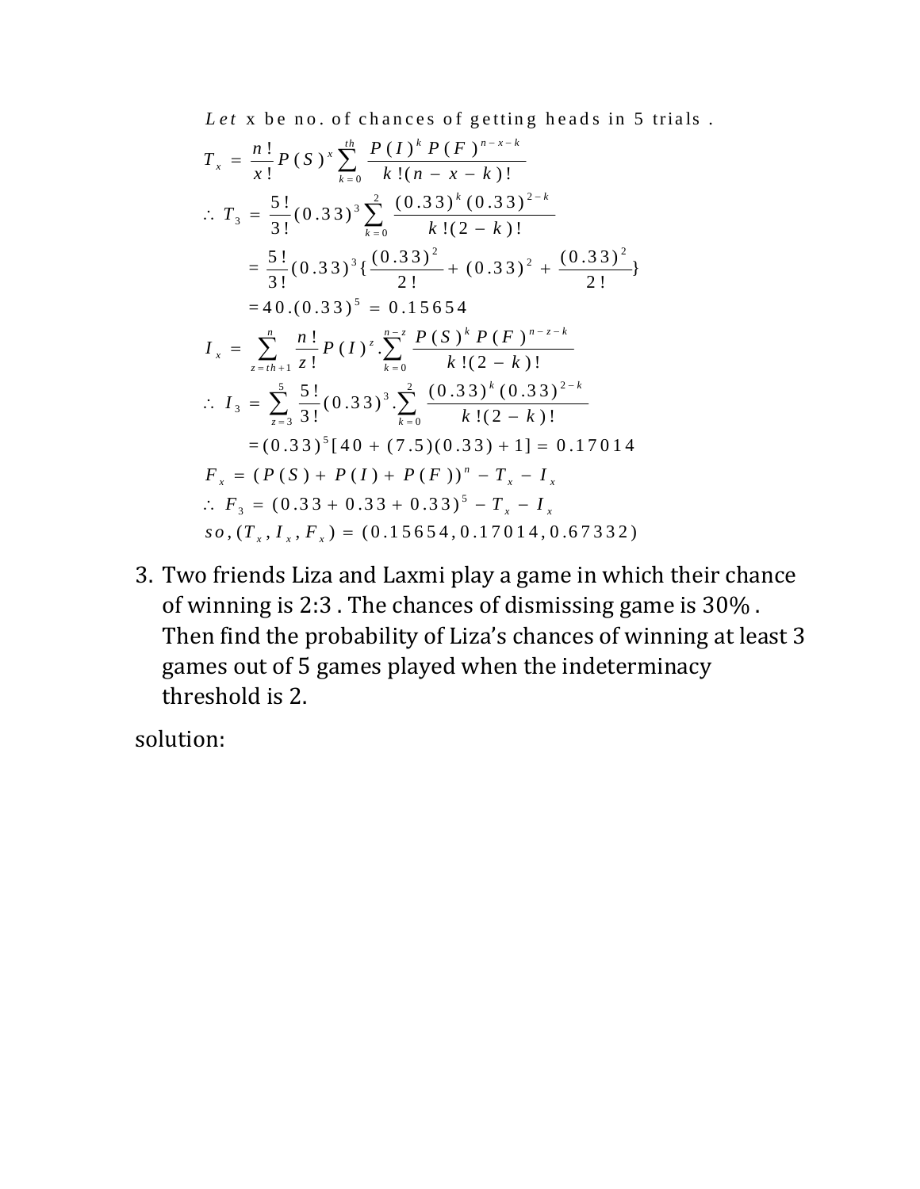Let x be no. of chances of getting heads in 5 trials .

$$T_x = \frac{n!}{x!} P(S)^x \sum_{k=0}^{th} \frac{P(I)^k P(F)^{n-x-k}}{k!(n-x-k)!}$$

$$\therefore T_3 = \frac{5!}{3!}(0.33)^3 \sum_{k=0}^{2} \frac{(0.33)^k (0.33)^{2-k}}{k!(2-k)!}$$

$$= \frac{5!}{3!}(0.33)^3 \{\frac{(0.33)^2}{2!} + (0.33)^2 + \frac{(0.33)^2}{2!}\}$$

$$= 40.(0.33)^5 = 0.15654$$

$$I_x = \sum_{z=th+1}^{n} \frac{n!}{z!} P(I)^z . \sum_{k=0}^{n-z} \frac{P(S)^k P(F)^{n-z-k}}{k!(2-k)!}$$

$$\therefore I_3 = \sum_{z=3}^{5} \frac{5!}{3!}(0.33)^3 . \sum_{k=0}^{2} \frac{(0.33)^k (0.33)^{2-k}}{k!(2-k)!}$$

$$= (0.33)^5 [40 + (7.5)(0.33) + 1] = 0.17014$$

$$F_x = (P(S) + P(I) + P(F))^n - T_x - I_x$$

$$\therefore F_3 = (0.33 + 0.33 + 0.33)^5 - T_x - I_x$$

$$so, (T_x, I_x, F_x) = (0.15654, 0.17014, 0.67332)$$

3. Two friends Liza and Laxmi play a game in which their chance of winning is 2:3 . The chances of dismissing game is 30% . Then find the probability of Liza's chances of winning at least 3 games out of 5 games played when the indeterminacy threshold is 2.

solution: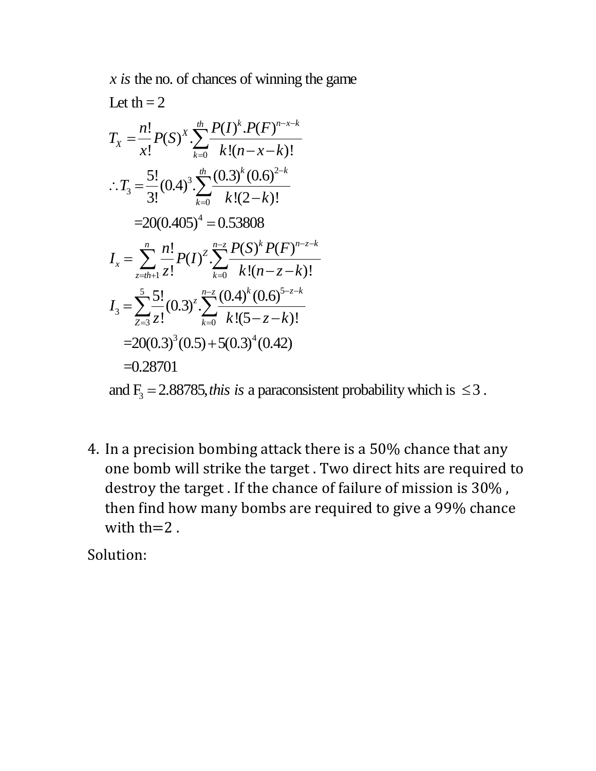$x$ *is* the no. of chances of winning the game

Let th = 2

$$T_X = \frac{n!}{x!} P(S)^X . \sum_{k=0}^{th} \frac{P(I)^k . P(F)^{n-x-k}}{k!(n-x-k)!}$$

$$\therefore T_3 = \frac{5!}{3!} (0.4)^3 . \sum_{k=0}^{th} \frac{(0.3)^k (0.6)^{2-k}}{k!(2-k)!}$$

$$= 20(0.405)^4 = 0.53808$$

$$I_x = \sum_{z=th+1}^{n} \frac{n!}{z!} P(I)^Z . \sum_{k=0}^{n-z} \frac{P(S)^k P(F)^{n-z-k}}{k!(n-z-k)!}$$

$$I_3 = \sum_{Z=3}^{5} \frac{5!}{z!} (0.3)^z . \sum_{k=0}^{n-z} \frac{(0.4)^k (0.6)^{5-z-k}}{k!(5-z-k)!}$$

$$= 20(0.3)^3 (0.5) + 5(0.3)^4 (0.42)$$

$$= 0.28701$$

and $F_3 = 2.88785$, *this is* a paraconsistent probability which is $\leq 3$ .

4. In a precision bombing attack there is a 50% chance that any one bomb will strike the target . Two direct hits are required to destroy the target . If the chance of failure of mission is 30% , then find how many bombs are required to give a 99% chance with th=2 .

Solution: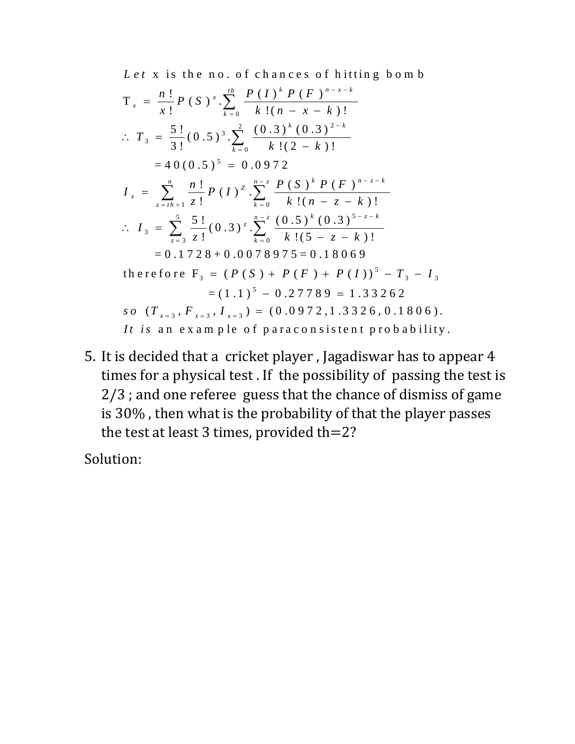*Let* x is the no. of chances of hitting bomb

$$T_x = \frac{n!}{x!}P(S)^x.\sum_{k=0}^{th}\frac{P(I)^k P(F)^{n-x-k}}{k!(n-x-k)!}$$

$$\therefore T_3 = \frac{5!}{3!}(0.5)^3.\sum_{k=0}^{2}\frac{(0.3)^k(0.3)^{2-k}}{k!(2-k)!}$$

$$= 40(0.5)^5 = 0.0972$$

$$I_x = \sum_{z=th+1}^{n}\frac{n!}{z!}P(I)^z.\sum_{k=0}^{n-z}\frac{P(S)^k P(F)^{n-z-k}}{k!(n-z-k)!}$$

$$\therefore I_3 = \sum_{z=3}^{5}\frac{5!}{z!}(0.3)^z.\sum_{k=0}^{n-z}\frac{(0.5)^k(0.3)^{5-z-k}}{k!(5-z-k)!}$$

$$= 0.1728 + 0.0078975 = 0.18069$$

$$\text{therefore } F_3 = (P(S) + P(F) + P(I))^5 - T_3 - I_3$$

$$= (1.1)^5 - 0.27789 = 1.33262$$

$$so\ (T_{x=3}, F_{x=3}, I_{x=3}) = (0.0972, 1.3326, 0.1806).$$

*It is* an example of paraconsistent probability.

5. It is decided that a cricket player , Jagadiswar has to appear 4 times for a physical test . If the possibility of passing the test is 2/3 ; and one referee guess that the chance of dismiss of game is 30% , then what is the probability of that the player passes the test at least 3 times, provided th=2?

Solution: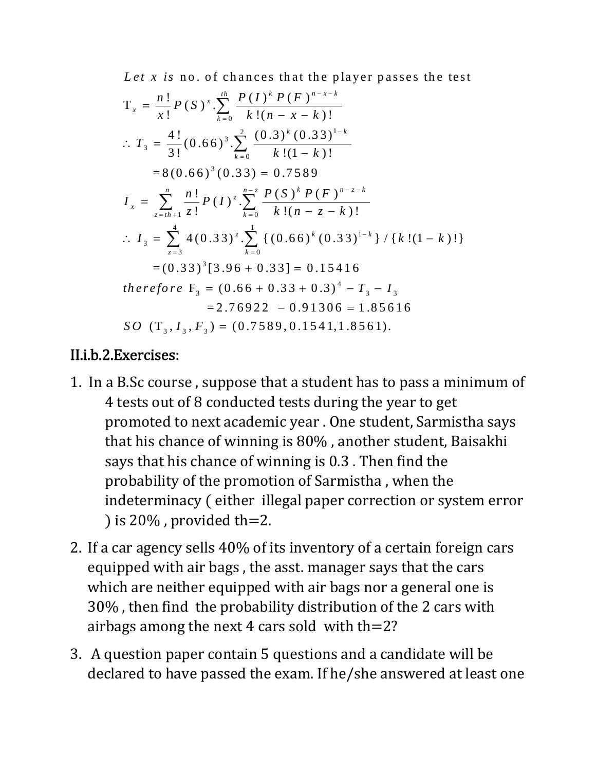*Let x is* no. of chances that the player passes the test

$$T_x = \frac{n!}{x!} P(S)^x . \sum_{k=0}^{th} \frac{P(I)^k P(F)^{n-x-k}}{k!(n-x-k)!}$$

$$\therefore T_3 = \frac{4!}{3!}(0.66)^3 . \sum_{k=0}^{2} \frac{(0.3)^k (0.33)^{1-k}}{k!(1-k)!}$$

$$= 8(0.66)^3(0.33) = 0.7589$$

$$I_x = \sum_{z=th+1}^{n} \frac{n!}{z!} P(I)^z . \sum_{k=0}^{n-z} \frac{P(S)^k P(F)^{n-z-k}}{k!(n-z-k)!}$$

$$\therefore I_3 = \sum_{z=3}^{4} 4(0.33)^z . \sum_{k=0}^{1} \{(0.66)^k (0.33)^{1-k}\} / \{k!(1-k)!\}$$

$$= (0.33)^3[3.96 + 0.33] = 0.15416$$

$$therefore\ F_3 = (0.66 + 0.33 + 0.3)^4 - T_3 - I_3$$

$$= 2.76922 - 0.91306 = 1.85616$$

$$SO\ (T_3, I_3, F_3) = (0.7589, 0.1541, 1.8561).$$

## II.i.b.2.Exercises:

1. In a B.Sc course , suppose that a student has to pass a minimum of 4 tests out of 8 conducted tests during the year to get promoted to next academic year . One student, Sarmistha says that his chance of winning is 80% , another student, Baisakhi says that his chance of winning is 0.3 . Then find the probability of the promotion of Sarmistha , when the indeterminacy ( either illegal paper correction or system error ) is 20% , provided th=2.

2. If a car agency sells 40% of its inventory of a certain foreign cars equipped with air bags , the asst. manager says that the cars which are neither equipped with air bags nor a general one is 30% , then find the probability distribution of the 2 cars with airbags among the next 4 cars sold with th=2?

3. A question paper contain 5 questions and a candidate will be declared to have passed the exam. If he/she answered at least one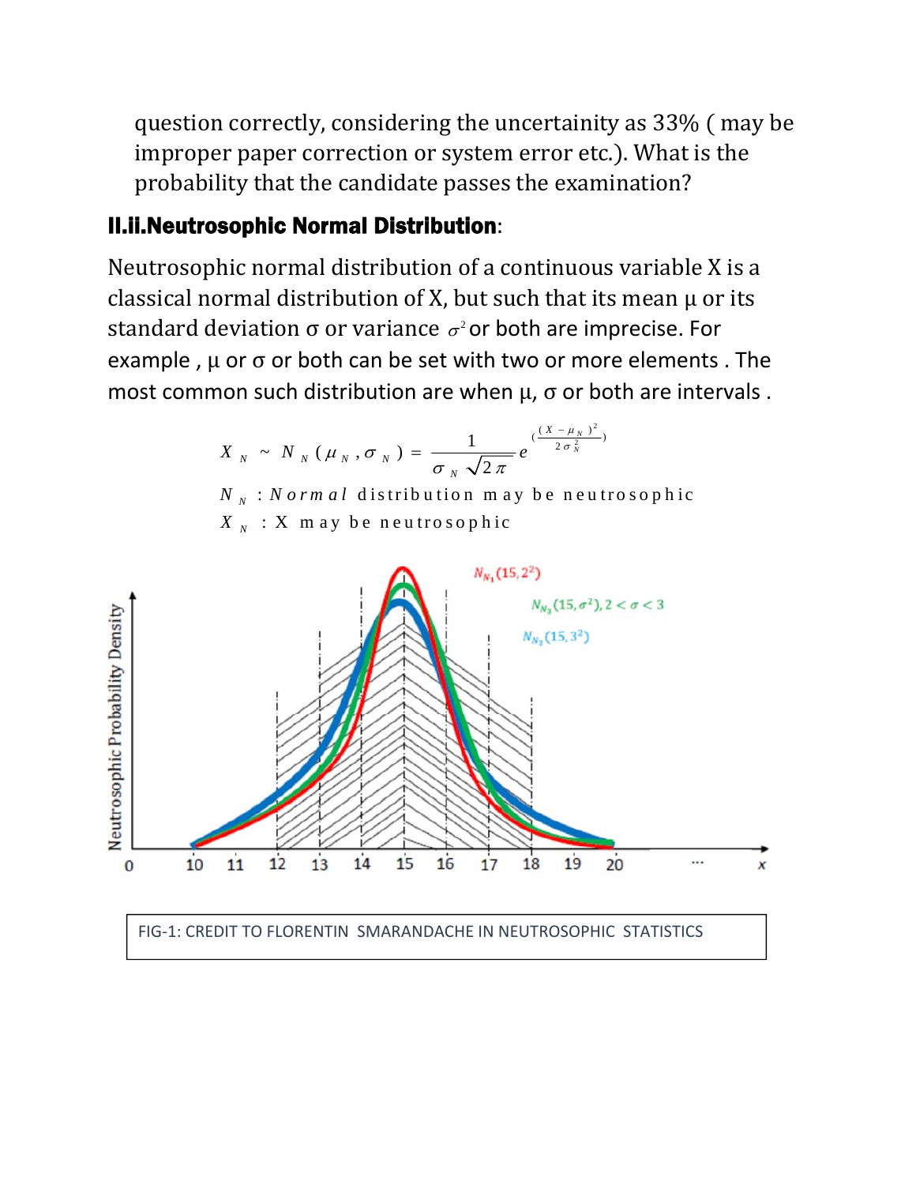question correctly, considering the uncertainity as 33% ( may be improper paper correction or system error etc.). What is the probability that the candidate passes the examination?

### II.ii.Neutrosophic Normal Distribution:

Neutrosophic normal distribution of a continuous variable X is a classical normal distribution of X, but such that its mean μ or its standard deviation σ or variance $\sigma^2$ or both are imprecise. For example , μ or σ or both can be set with two or more elements . The most common such distribution are when μ, σ or both are intervals .

$$X_N \sim N_N(\mu_N, \sigma_N) = \frac{1}{\sigma_N \sqrt{2\pi}} e^{\left(\frac{(X-\mu_N)^2}{2\sigma_N^2}\right)}$$

$N_N$ : *Normal* distribution may be neutrosophic

$X_N$ : X may be neutrosophic

FIG-1: CREDIT TO FLORENTIN SMARANDACHE IN NEUTROSOPHIC STATISTICS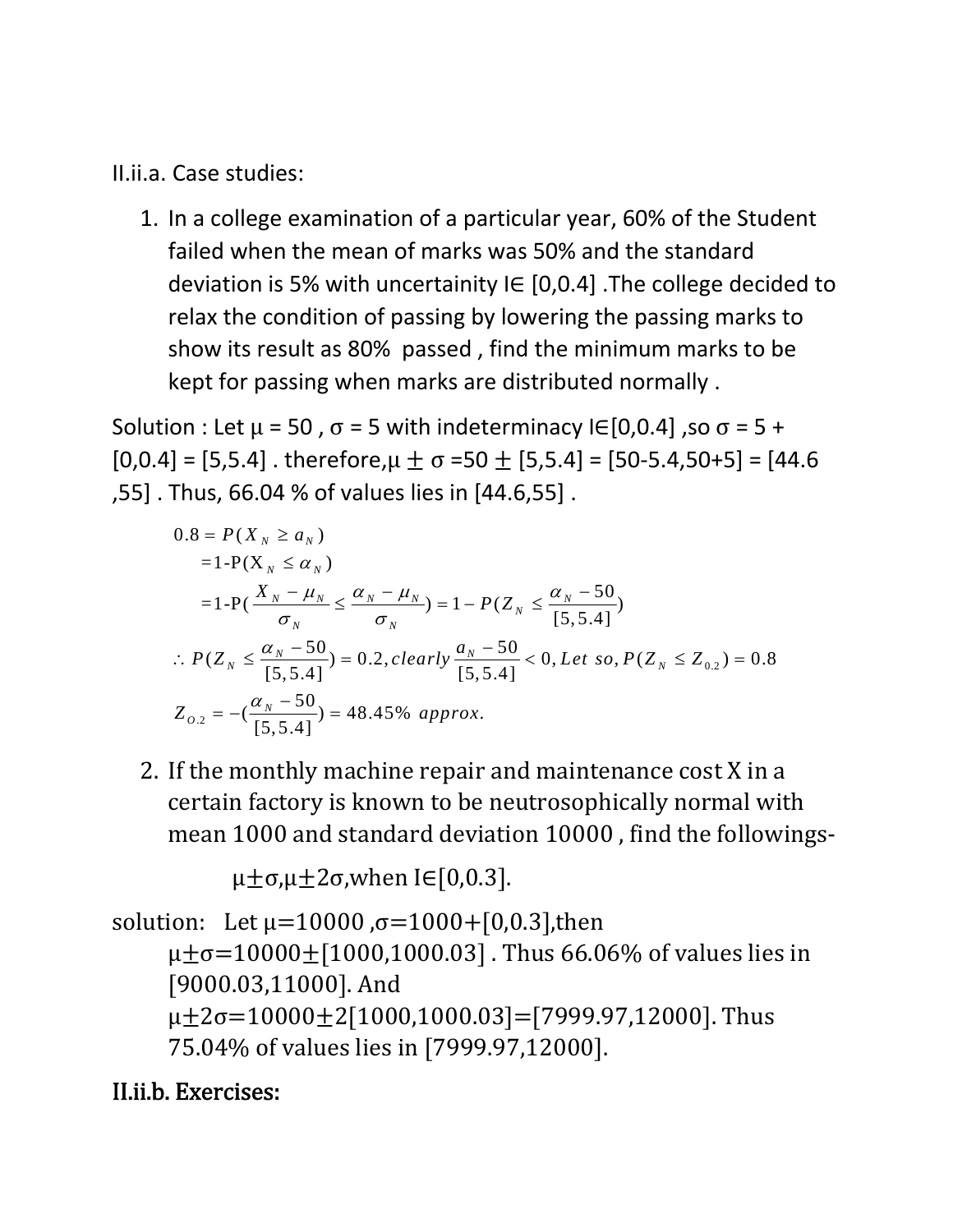II.ii.a. Case studies:

1. In a college examination of a particular year, 60% of the Student failed when the mean of marks was 50% and the standard deviation is 5% with uncertainity I∈ [0,0.4] .The college decided to relax the condition of passing by lowering the passing marks to show its result as 80% passed , find the minimum marks to be kept for passing when marks are distributed normally .

Solution : Let μ = 50 , σ = 5 with indeterminacy I∈[0,0.4] ,so σ = 5 + [0,0.4] = [5,5.4] . therefore,μ ± σ =50 ± [5,5.4] = [50-5.4,50+5] = [44.6 ,55] . Thus, 66.04 % of values lies in [44.6,55] .

$$
\begin{aligned}
0.8 &= P(X_N \geq a_N) \\
&= 1\text{-P}(X_N \leq \alpha_N) \\
&= 1\text{-P}\left(\frac{X_N - \mu_N}{\sigma_N} \leq \frac{\alpha_N - \mu_N}{\sigma_N}\right) = 1 - P\left(Z_N \leq \frac{\alpha_N - 50}{[5,5.4]}\right)
\end{aligned}
$$

$$
\therefore P\left(Z_N \leq \frac{\alpha_N - 50}{[5,5.4]}\right) = 0.2, clearly \frac{a_N - 50}{[5,5.4]} < 0, Let\ so, P(Z_N \leq Z_{0.2}) = 0.8
$$

$$
Z_{O.2} = -\left(\frac{\alpha_N - 50}{[5,5.4]}\right) = 48.45\%\ approx.
$$

2. If the monthly machine repair and maintenance cost X in a certain factory is known to be neutrosophically normal with mean 1000 and standard deviation 10000 , find the followings-

   μ±σ,μ±2σ,when I∈[0,0.3].

solution: Let μ=10000 ,σ=1000+[0,0.3],then μ±σ=10000±[1000,1000.03] . Thus 66.06% of values lies in [9000.03,11000]. And μ±2σ=10000±2[1000,1000.03]=[7999.97,12000]. Thus 75.04% of values lies in [7999.97,12000].

## II.ii.b. Exercises: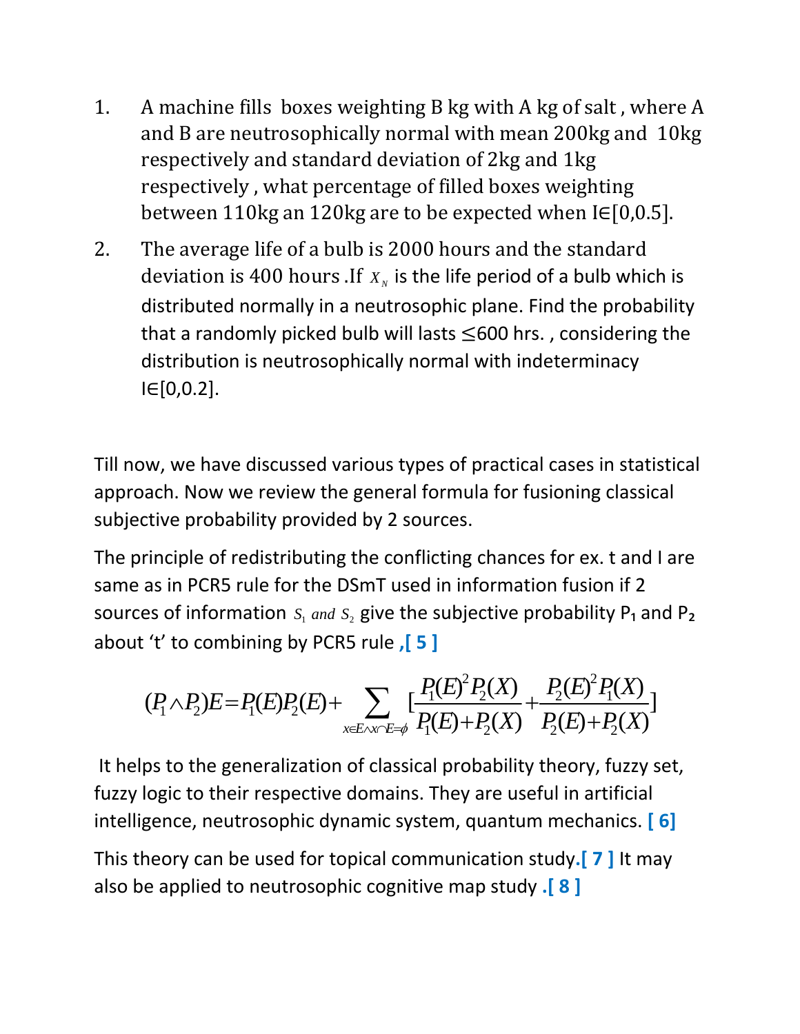1. A machine fills boxes weighting B kg with A kg of salt , where A and B are neutrosophically normal with mean 200kg and 10kg respectively and standard deviation of 2kg and 1kg respectively , what percentage of filled boxes weighting between 110kg an 120kg are to be expected when I∈[0,0.5].

2. The average life of a bulb is 2000 hours and the standard deviation is 400 hours .If $X_N$ is the life period of a bulb which is distributed normally in a neutrosophic plane. Find the probability that a randomly picked bulb will lasts ≤600 hrs. , considering the distribution is neutrosophically normal with indeterminacy I∈[0,0.2].

Till now, we have discussed various types of practical cases in statistical approach. Now we review the general formula for fusioning classical subjective probability provided by 2 sources.

The principle of redistributing the conflicting chances for ex. t and I are same as in PCR5 rule for the DSmT used in information fusion if 2 sources of information $S_1$ *and* $S_2$ give the subjective probability $P_1$ and $P_2$ about 't' to combining by PCR5 rule ,[ 5 ]

$$(P_1 \wedge P_2)E = P_1(E)P_2(E) + \sum_{x \in E \wedge x \cap E = \phi} \left[ \frac{P_1(E)^2 P_2(X)}{P_1(E)+P_2(X)} + \frac{P_2(E)^2 P_1(X)}{P_2(E)+P_2(X)} \right]$$

It helps to the generalization of classical probability theory, fuzzy set, fuzzy logic to their respective domains. They are useful in artificial intelligence, neutrosophic dynamic system, quantum mechanics. [ 6]

This theory can be used for topical communication study.[ 7 ] It may also be applied to neutrosophic cognitive map study .[ 8 ]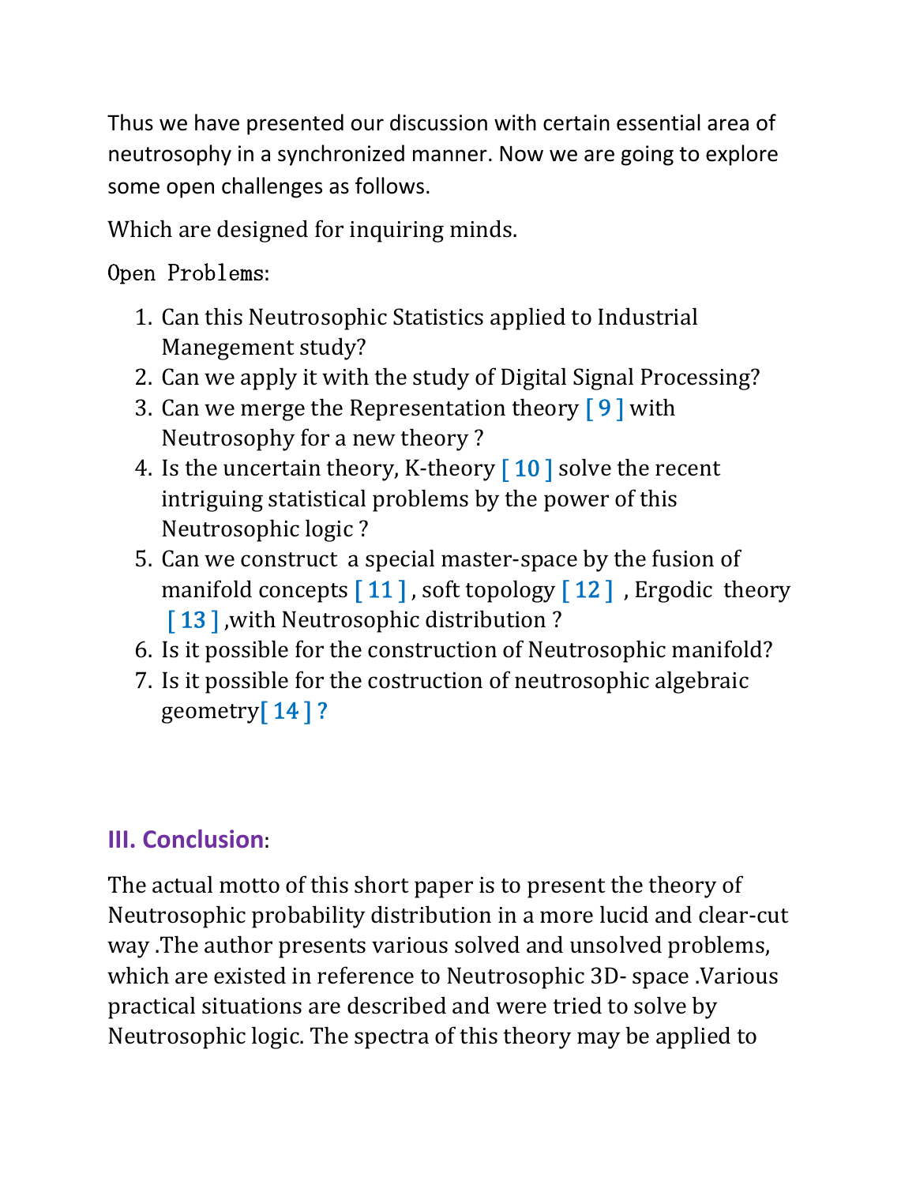Thus we have presented our discussion with certain essential area of neutrosophy in a synchronized manner. Now we are going to explore some open challenges as follows.

Which are designed for inquiring minds.

Open Problems:

1. Can this Neutrosophic Statistics applied to Industrial Manegement study?
2. Can we apply it with the study of Digital Signal Processing?
3. Can we merge the Representation theory [ 9 ] with Neutrosophy for a new theory ?
4. Is the uncertain theory, K-theory [ 10 ] solve the recent intriguing statistical problems by the power of this Neutrosophic logic ?
5. Can we construct a special master-space by the fusion of manifold concepts [ 11 ] , soft topology [ 12 ] , Ergodic theory [ 13 ] ,with Neutrosophic distribution ?
6. Is it possible for the construction of Neutrosophic manifold?
7. Is it possible for the costruction of neutrosophic algebraic geometry[ 14 ] ?

## III. Conclusion:

The actual motto of this short paper is to present the theory of Neutrosophic probability distribution in a more lucid and clear-cut way .The author presents various solved and unsolved problems, which are existed in reference to Neutrosophic 3D- space .Various practical situations are described and were tried to solve by Neutrosophic logic. The spectra of this theory may be applied to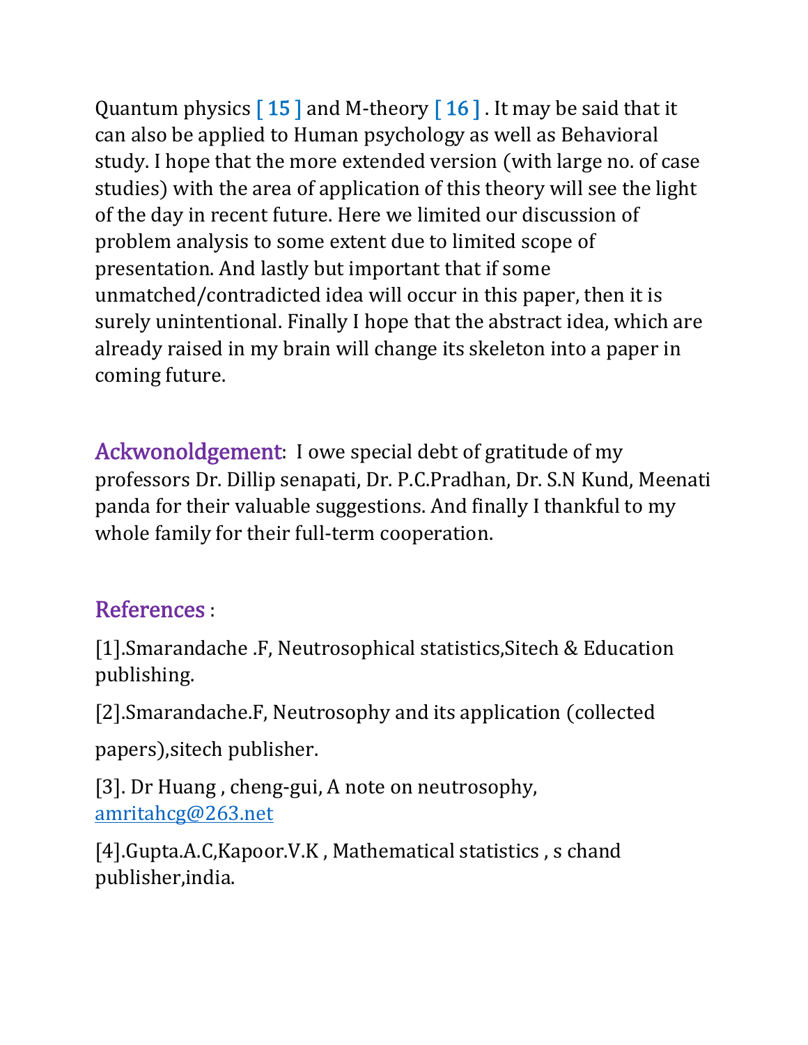Quantum physics [ 15 ] and M-theory [ 16 ] . It may be said that it can also be applied to Human psychology as well as Behavioral study. I hope that the more extended version (with large no. of case studies) with the area of application of this theory will see the light of the day in recent future. Here we limited our discussion of problem analysis to some extent due to limited scope of presentation. And lastly but important that if some unmatched/contradicted idea will occur in this paper, then it is surely unintentional. Finally I hope that the abstract idea, which are already raised in my brain will change its skeleton into a paper in coming future.

**Ackwonoldgement**: I owe special debt of gratitude of my professors Dr. Dillip senapati, Dr. P.C.Pradhan, Dr. S.N Kund, Meenati panda for their valuable suggestions. And finally I thankful to my whole family for their full-term cooperation.

## References :

[1].Smarandache .F, Neutrosophical statistics,Sitech & Education publishing.

[2].Smarandache.F, Neutrosophy and its application (collected papers),sitech publisher.

[3]. Dr Huang , cheng-gui, A note on neutrosophy, amritahcg@263.net

[4].Gupta.A.C,Kapoor.V.K , Mathematical statistics , s chand publisher,india.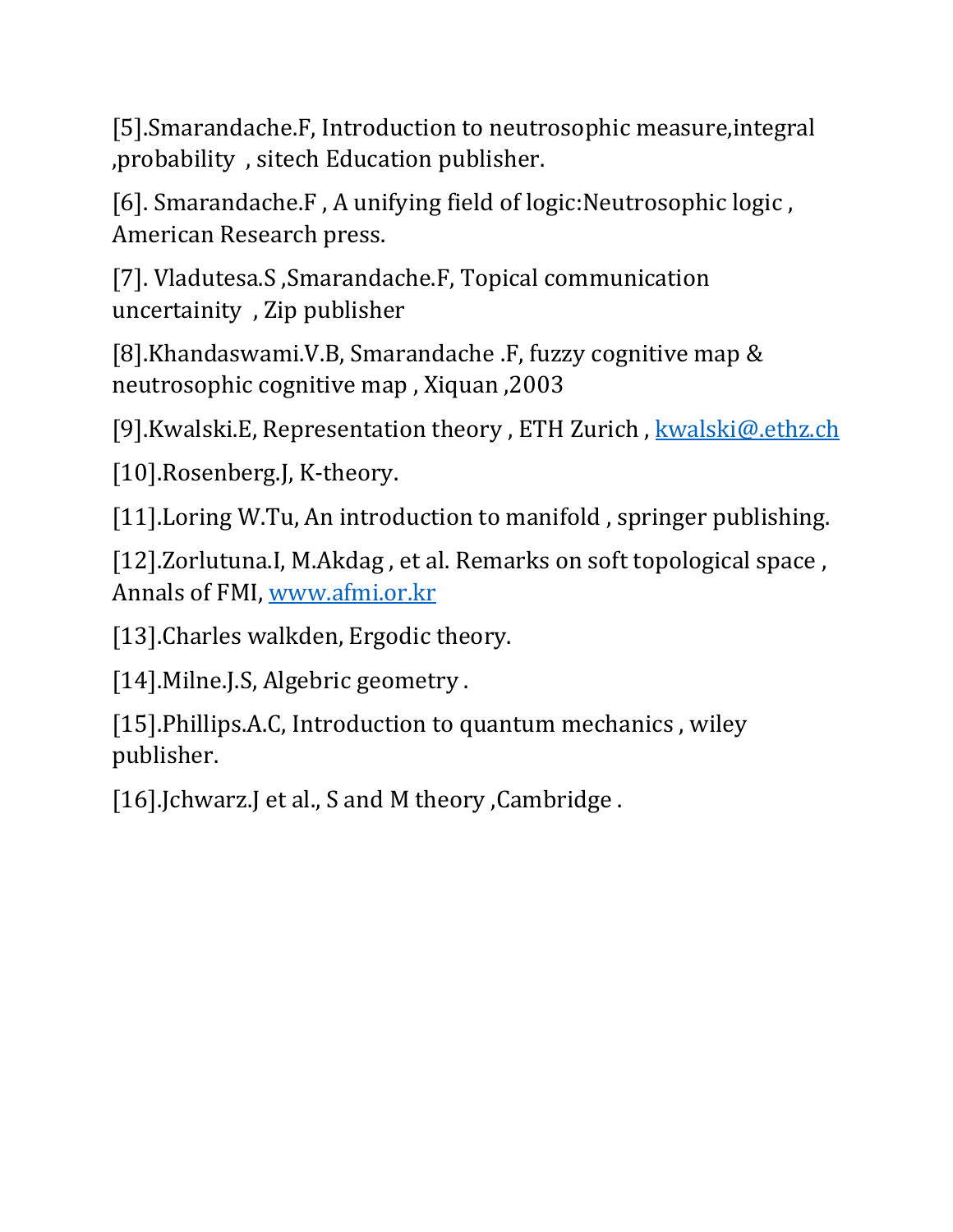[5].Smarandache.F, Introduction to neutrosophic measure,integral ,probability , sitech Education publisher.

[6]. Smarandache.F , A unifying field of logic:Neutrosophic logic , American Research press.

[7]. Vladutesa.S ,Smarandache.F, Topical communication uncertainity , Zip publisher

[8].Khandaswami.V.B, Smarandache .F, fuzzy cognitive map & neutrosophic cognitive map , Xiquan ,2003

[9].Kwalski.E, Representation theory , ETH Zurich , kwalski@.ethz.ch

[10].Rosenberg.J, K-theory.

[11].Loring W.Tu, An introduction to manifold , springer publishing.

[12].Zorlutuna.I, M.Akdag , et al. Remarks on soft topological space , Annals of FMI, www.afmi.or.kr

[13].Charles walkden, Ergodic theory.

[14].Milne.J.S, Algebric geometry .

[15].Phillips.A.C, Introduction to quantum mechanics , wiley publisher.

[16].Jchwarz.J et al., S and M theory ,Cambridge .